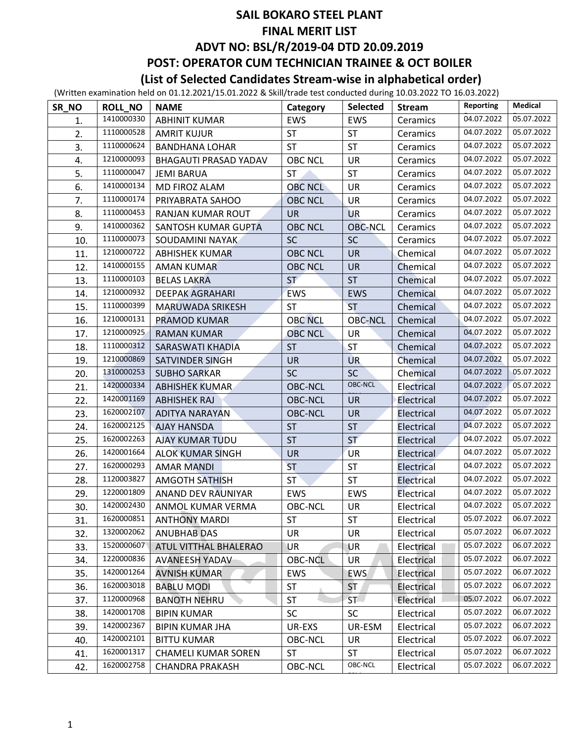# SAIL BOKARO STEEL PLANT

## FINAL MERIT LIST

## ADVT NO: BSL/R/2019-04 DTD 20.09.2019

## POST: OPERATOR CUM TECHNICIAN TRAINEE & OCT BOILER

### (List of Selected Candidates Stream-wise in alphabetical order)

(Written examination held on 01.12.2021/15.01.2022 & Skill/trade test conducted during 10.03.2022 TO 16.03.2022)

| SR_NO | ROLL_NO | NAME | Category | Selected | Stream | Reporting | Medical |
|---|---|---|---|---|---|---|---|
| 1. | 1410000330 | ABHINIT KUMAR | EWS | EWS | Ceramics | 04.07.2022 | 05.07.2022 |
| 2. | 1110000528 | AMRIT KUJUR | ST | ST | Ceramics | 04.07.2022 | 05.07.2022 |
| 3. | 1110000624 | BANDHANA LOHAR | ST | ST | Ceramics | 04.07.2022 | 05.07.2022 |
| 4. | 1210000093 | BHAGAUTI PRASAD YADAV | OBC NCL | UR | Ceramics | 04.07.2022 | 05.07.2022 |
| 5. | 1110000047 | JEMI BARUA | ST | ST | Ceramics | 04.07.2022 | 05.07.2022 |
| 6. | 1410000134 | MD FIROZ ALAM | OBC NCL | UR | Ceramics | 04.07.2022 | 05.07.2022 |
| 7. | 1110000174 | PRIYABRATA SAHOO | OBC NCL | UR | Ceramics | 04.07.2022 | 05.07.2022 |
| 8. | 1110000453 | RANJAN KUMAR ROUT | UR | UR | Ceramics | 04.07.2022 | 05.07.2022 |
| 9. | 1410000362 | SANTOSH KUMAR GUPTA | OBC NCL | OBC-NCL | Ceramics | 04.07.2022 | 05.07.2022 |
| 10. | 1110000073 | SOUDAMINI NAYAK | SC | SC | Ceramics | 04.07.2022 | 05.07.2022 |
| 11. | 1210000722 | ABHISHEK KUMAR | OBC NCL | UR | Chemical | 04.07.2022 | 05.07.2022 |
| 12. | 1410000155 | AMAN KUMAR | OBC NCL | UR | Chemical | 04.07.2022 | 05.07.2022 |
| 13. | 1110000103 | BELAS LAKRA | ST | ST | Chemical | 04.07.2022 | 05.07.2022 |
| 14. | 1210000932 | DEEPAK AGRAHARI | EWS | EWS | Chemical | 04.07.2022 | 05.07.2022 |
| 15. | 1110000399 | MARUWADA SRIKESH | ST | ST | Chemical | 04.07.2022 | 05.07.2022 |
| 16. | 1210000131 | PRAMOD KUMAR | OBC NCL | OBC-NCL | Chemical | 04.07.2022 | 05.07.2022 |
| 17. | 1210000925 | RAMAN KUMAR | OBC NCL | UR | Chemical | 04.07.2022 | 05.07.2022 |
| 18. | 1110000312 | SARASWATI KHADIA | ST | ST | Chemical | 04.07.2022 | 05.07.2022 |
| 19. | 1210000869 | SATVINDER SINGH | UR | UR | Chemical | 04.07.2022 | 05.07.2022 |
| 20. | 1310000253 | SUBHO SARKAR | SC | SC | Chemical | 04.07.2022 | 05.07.2022 |
| 21. | 1420000334 | ABHISHEK KUMAR | OBC-NCL | OBC-NCL | Electrical | 04.07.2022 | 05.07.2022 |
| 22. | 1420001169 | ABHISHEK RAJ | OBC-NCL | UR | Electrical | 04.07.2022 | 05.07.2022 |
| 23. | 1620002107 | ADITYA NARAYAN | OBC-NCL | UR | Electrical | 04.07.2022 | 05.07.2022 |
| 24. | 1620002125 | AJAY HANSDA | ST | ST | Electrical | 04.07.2022 | 05.07.2022 |
| 25. | 1620002263 | AJAY KUMAR TUDU | ST | ST | Electrical | 04.07.2022 | 05.07.2022 |
| 26. | 1420001664 | ALOK KUMAR SINGH | UR | UR | Electrical | 04.07.2022 | 05.07.2022 |
| 27. | 1620000293 | AMAR MANDI | ST | ST | Electrical | 04.07.2022 | 05.07.2022 |
| 28. | 1120003827 | AMGOTH SATHISH | ST | ST | Electrical | 04.07.2022 | 05.07.2022 |
| 29. | 1220001809 | ANAND DEV RAUNIYAR | EWS | EWS | Electrical | 04.07.2022 | 05.07.2022 |
| 30. | 1420002430 | ANMOL KUMAR VERMA | OBC-NCL | UR | Electrical | 04.07.2022 | 05.07.2022 |
| 31. | 1620000851 | ANTHONY MARDI | ST | ST | Electrical | 05.07.2022 | 06.07.2022 |
| 32. | 1320002062 | ANUBHAB DAS | UR | UR | Electrical | 05.07.2022 | 06.07.2022 |
| 33. | 1520000607 | ATUL VITTHAL BHALERAO | UR | UR | Electrical | 05.07.2022 | 06.07.2022 |
| 34. | 1220000836 | AVANEESH YADAV | OBC-NCL | UR | Electrical | 05.07.2022 | 06.07.2022 |
| 35. | 1420001264 | AVNISH KUMAR | EWS | EWS | Electrical | 05.07.2022 | 06.07.2022 |
| 36. | 1620003018 | BABLU MODI | ST | ST | Electrical | 05.07.2022 | 06.07.2022 |
| 37. | 1120000968 | BANOTH NEHRU | ST | ST | Electrical | 05.07.2022 | 06.07.2022 |
| 38. | 1420001708 | BIPIN KUMAR | SC | SC | Electrical | 05.07.2022 | 06.07.2022 |
| 39. | 1420002367 | BIPIN KUMAR JHA | UR-EXS | UR-ESM | Electrical | 05.07.2022 | 06.07.2022 |
| 40. | 1420002101 | BITTU KUMAR | OBC-NCL | UR | Electrical | 05.07.2022 | 06.07.2022 |
| 41. | 1620001317 | CHAMELI KUMAR SOREN | ST | ST | Electrical | 05.07.2022 | 06.07.2022 |
| 42. | 1620002758 | CHANDRA PRAKASH | OBC-NCL | OBC-NCL | Electrical | 05.07.2022 | 06.07.2022 |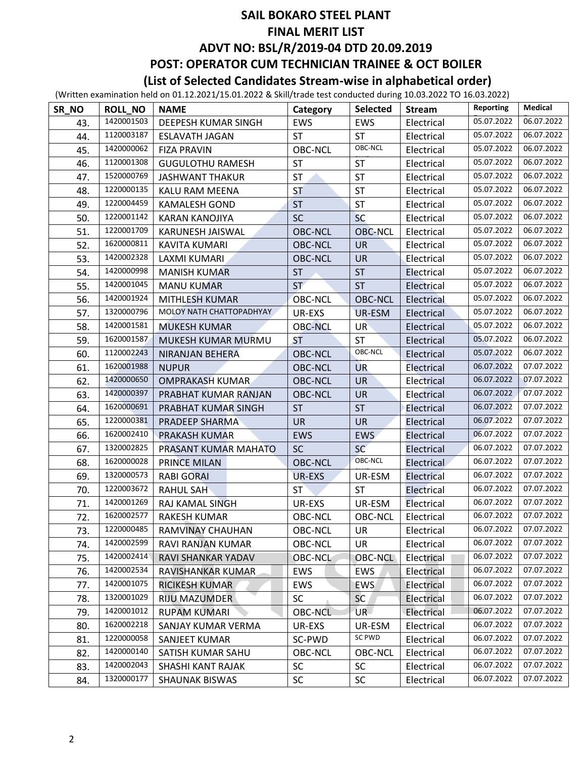# SAIL BOKARO STEEL PLANT

## FINAL MERIT LIST

## ADVT NO: BSL/R/2019-04 DTD 20.09.2019

## POST: OPERATOR CUM TECHNICIAN TRAINEE & OCT BOILER

### (List of Selected Candidates Stream-wise in alphabetical order)

(Written examination held on 01.12.2021/15.01.2022 & Skill/trade test conducted during 10.03.2022 TO 16.03.2022)

| SR_NO | ROLL_NO | NAME | Category | Selected | Stream | Reporting | Medical |
|---|---|---|---|---|---|---|---|
| 43. | 1420001503 | DEEPESH KUMAR SINGH | EWS | EWS | Electrical | 05.07.2022 | 06.07.2022 |
| 44. | 1120003187 | ESLAVATH JAGAN | ST | ST | Electrical | 05.07.2022 | 06.07.2022 |
| 45. | 1420000062 | FIZA PRAVIN | OBC-NCL | OBC-NCL | Electrical | 05.07.2022 | 06.07.2022 |
| 46. | 1120001308 | GUGULOTHU RAMESH | ST | ST | Electrical | 05.07.2022 | 06.07.2022 |
| 47. | 1520000769 | JASHWANT THAKUR | ST | ST | Electrical | 05.07.2022 | 06.07.2022 |
| 48. | 1220000135 | KALU RAM MEENA | ST | ST | Electrical | 05.07.2022 | 06.07.2022 |
| 49. | 1220004459 | KAMALESH GOND | ST | ST | Electrical | 05.07.2022 | 06.07.2022 |
| 50. | 1220001142 | KARAN KANOJIYA | SC | SC | Electrical | 05.07.2022 | 06.07.2022 |
| 51. | 1220001709 | KARUNESH JAISWAL | OBC-NCL | OBC-NCL | Electrical | 05.07.2022 | 06.07.2022 |
| 52. | 1620000811 | KAVITA KUMARI | OBC-NCL | UR | Electrical | 05.07.2022 | 06.07.2022 |
| 53. | 1420002328 | LAXMI KUMARI | OBC-NCL | UR | Electrical | 05.07.2022 | 06.07.2022 |
| 54. | 1420000998 | MANISH KUMAR | ST | ST | Electrical | 05.07.2022 | 06.07.2022 |
| 55. | 1420001045 | MANU KUMAR | ST | ST | Electrical | 05.07.2022 | 06.07.2022 |
| 56. | 1420001924 | MITHLESH KUMAR | OBC-NCL | OBC-NCL | Electrical | 05.07.2022 | 06.07.2022 |
| 57. | 1320000796 | MOLOY NATH CHATTOPADHYAY | UR-EXS | UR-ESM | Electrical | 05.07.2022 | 06.07.2022 |
| 58. | 1420001581 | MUKESH KUMAR | OBC-NCL | UR | Electrical | 05.07.2022 | 06.07.2022 |
| 59. | 1620001587 | MUKESH KUMAR MURMU | ST | ST | Electrical | 05.07.2022 | 06.07.2022 |
| 60. | 1120002243 | NIRANJAN BEHERA | OBC-NCL | OBC-NCL | Electrical | 05.07.2022 | 06.07.2022 |
| 61. | 1620001988 | NUPUR | OBC-NCL | UR | Electrical | 06.07.2022 | 07.07.2022 |
| 62. | 1420000650 | OMPRAKASH KUMAR | OBC-NCL | UR | Electrical | 06.07.2022 | 07.07.2022 |
| 63. | 1420000397 | PRABHAT KUMAR RANJAN | OBC-NCL | UR | Electrical | 06.07.2022 | 07.07.2022 |
| 64. | 1620000691 | PRABHAT KUMAR SINGH | ST | ST | Electrical | 06.07.2022 | 07.07.2022 |
| 65. | 1220000381 | PRADEEP SHARMA | UR | UR | Electrical | 06.07.2022 | 07.07.2022 |
| 66. | 1620002410 | PRAKASH KUMAR | EWS | EWS | Electrical | 06.07.2022 | 07.07.2022 |
| 67. | 1320002825 | PRASANT KUMAR MAHATO | SC | SC | Electrical | 06.07.2022 | 07.07.2022 |
| 68. | 1620000028 | PRINCE MILAN | OBC-NCL | OBC-NCL | Electrical | 06.07.2022 | 07.07.2022 |
| 69. | 1320000573 | RABI GORAI | UR-EXS | UR-ESM | Electrical | 06.07.2022 | 07.07.2022 |
| 70. | 1220003672 | RAHUL SAH | ST | ST | Electrical | 06.07.2022 | 07.07.2022 |
| 71. | 1420001269 | RAJ KAMAL SINGH | UR-EXS | UR-ESM | Electrical | 06.07.2022 | 07.07.2022 |
| 72. | 1620002577 | RAKESH KUMAR | OBC-NCL | OBC-NCL | Electrical | 06.07.2022 | 07.07.2022 |
| 73. | 1220000485 | RAMVINAY CHAUHAN | OBC-NCL | UR | Electrical | 06.07.2022 | 07.07.2022 |
| 74. | 1420002599 | RAVI RANJAN KUMAR | OBC-NCL | UR | Electrical | 06.07.2022 | 07.07.2022 |
| 75. | 1420002414 | RAVI SHANKAR YADAV | OBC-NCL | OBC-NCL | Electrical | 06.07.2022 | 07.07.2022 |
| 76. | 1420002534 | RAVISHANKAR KUMAR | EWS | EWS | Electrical | 06.07.2022 | 07.07.2022 |
| 77. | 1420001075 | RICIKESH KUMAR | EWS | EWS | Electrical | 06.07.2022 | 07.07.2022 |
| 78. | 1320001029 | RIJU MAZUMDER | SC | SC | Electrical | 06.07.2022 | 07.07.2022 |
| 79. | 1420001012 | RUPAM KUMARI | OBC-NCL | UR | Electrical | 06.07.2022 | 07.07.2022 |
| 80. | 1620002218 | SANJAY KUMAR VERMA | UR-EXS | UR-ESM | Electrical | 06.07.2022 | 07.07.2022 |
| 81. | 1220000058 | SANJEET KUMAR | SC-PWD | SC PWD | Electrical | 06.07.2022 | 07.07.2022 |
| 82. | 1420000140 | SATISH KUMAR SAHU | OBC-NCL | OBC-NCL | Electrical | 06.07.2022 | 07.07.2022 |
| 83. | 1420002043 | SHASHI KANT RAJAK | SC | SC | Electrical | 06.07.2022 | 07.07.2022 |
| 84. | 1320000177 | SHAUNAK BISWAS | SC | SC | Electrical | 06.07.2022 | 07.07.2022 |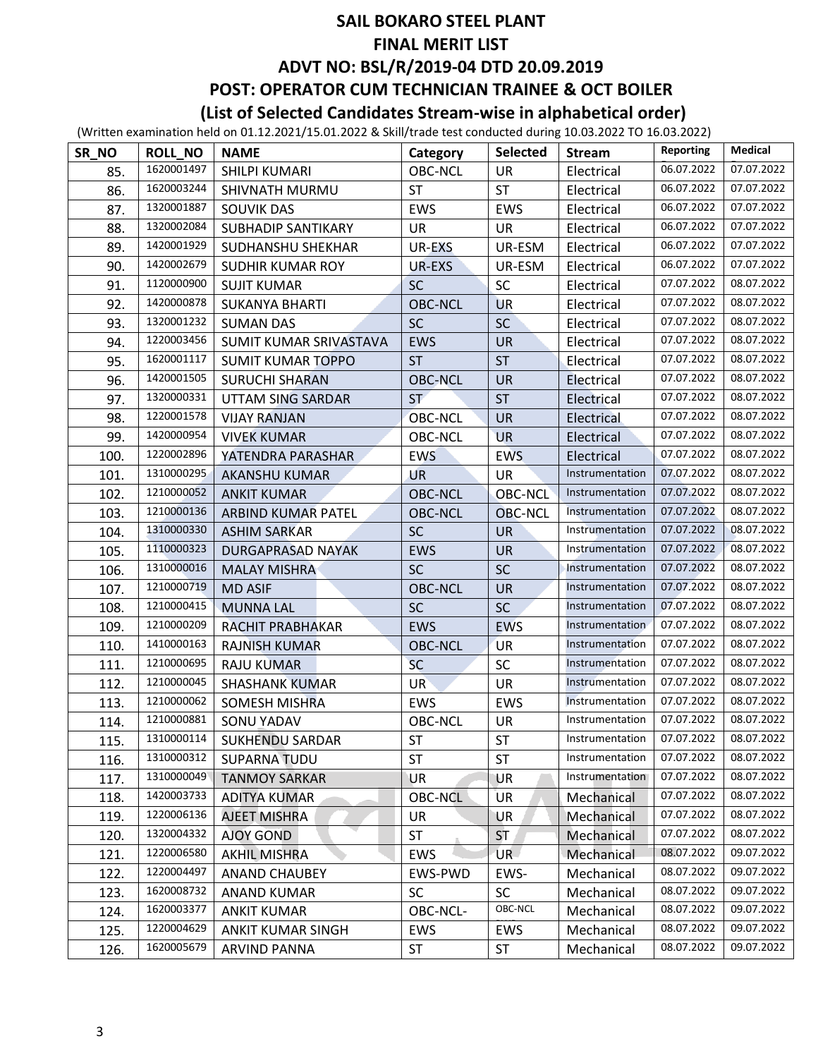# SAIL BOKARO STEEL PLANT

## FINAL MERIT LIST

## ADVT NO: BSL/R/2019-04 DTD 20.09.2019

## POST: OPERATOR CUM TECHNICIAN TRAINEE & OCT BOILER

### (List of Selected Candidates Stream-wise in alphabetical order)

(Written examination held on 01.12.2021/15.01.2022 & Skill/trade test conducted during 10.03.2022 TO 16.03.2022)

| SR_NO | ROLL_NO | NAME | Category | Selected | Stream | Reporting | Medical |
|---|---|---|---|---|---|---|---|
| 85. | 1620001497 | SHILPI KUMARI | OBC-NCL | UR | Electrical | 06.07.2022 | 07.07.2022 |
| 86. | 1620003244 | SHIVNATH MURMU | ST | ST | Electrical | 06.07.2022 | 07.07.2022 |
| 87. | 1320001887 | SOUVIK DAS | EWS | EWS | Electrical | 06.07.2022 | 07.07.2022 |
| 88. | 1320002084 | SUBHADIP SANTIKARY | UR | UR | Electrical | 06.07.2022 | 07.07.2022 |
| 89. | 1420001929 | SUDHANSHU SHEKHAR | UR-EXS | UR-ESM | Electrical | 06.07.2022 | 07.07.2022 |
| 90. | 1420002679 | SUDHIR KUMAR ROY | UR-EXS | UR-ESM | Electrical | 06.07.2022 | 07.07.2022 |
| 91. | 1120000900 | SUJIT KUMAR | SC | SC | Electrical | 07.07.2022 | 08.07.2022 |
| 92. | 1420000878 | SUKANYA BHARTI | OBC-NCL | UR | Electrical | 07.07.2022 | 08.07.2022 |
| 93. | 1320001232 | SUMAN DAS | SC | SC | Electrical | 07.07.2022 | 08.07.2022 |
| 94. | 1220003456 | SUMIT KUMAR SRIVASTAVA | EWS | UR | Electrical | 07.07.2022 | 08.07.2022 |
| 95. | 1620001117 | SUMIT KUMAR TOPPO | ST | ST | Electrical | 07.07.2022 | 08.07.2022 |
| 96. | 1420001505 | SURUCHI SHARAN | OBC-NCL | UR | Electrical | 07.07.2022 | 08.07.2022 |
| 97. | 1320000331 | UTTAM SING SARDAR | ST | ST | Electrical | 07.07.2022 | 08.07.2022 |
| 98. | 1220001578 | VIJAY RANJAN | OBC-NCL | UR | Electrical | 07.07.2022 | 08.07.2022 |
| 99. | 1420000954 | VIVEK KUMAR | OBC-NCL | UR | Electrical | 07.07.2022 | 08.07.2022 |
| 100. | 1220002896 | YATENDRA PARASHAR | EWS | EWS | Electrical | 07.07.2022 | 08.07.2022 |
| 101. | 1310000295 | AKANSHU KUMAR | UR | UR | Instrumentation | 07.07.2022 | 08.07.2022 |
| 102. | 1210000052 | ANKIT KUMAR | OBC-NCL | OBC-NCL | Instrumentation | 07.07.2022 | 08.07.2022 |
| 103. | 1210000136 | ARBIND KUMAR PATEL | OBC-NCL | OBC-NCL | Instrumentation | 07.07.2022 | 08.07.2022 |
| 104. | 1310000330 | ASHIM SARKAR | SC | UR | Instrumentation | 07.07.2022 | 08.07.2022 |
| 105. | 1110000323 | DURGAPRASAD NAYAK | EWS | UR | Instrumentation | 07.07.2022 | 08.07.2022 |
| 106. | 1310000016 | MALAY MISHRA | SC | SC | Instrumentation | 07.07.2022 | 08.07.2022 |
| 107. | 1210000719 | MD ASIF | OBC-NCL | UR | Instrumentation | 07.07.2022 | 08.07.2022 |
| 108. | 1210000415 | MUNNA LAL | SC | SC | Instrumentation | 07.07.2022 | 08.07.2022 |
| 109. | 1210000209 | RACHIT PRABHAKAR | EWS | EWS | Instrumentation | 07.07.2022 | 08.07.2022 |
| 110. | 1410000163 | RAJNISH KUMAR | OBC-NCL | UR | Instrumentation | 07.07.2022 | 08.07.2022 |
| 111. | 1210000695 | RAJU KUMAR | SC | SC | Instrumentation | 07.07.2022 | 08.07.2022 |
| 112. | 1210000045 | SHASHANK KUMAR | UR | UR | Instrumentation | 07.07.2022 | 08.07.2022 |
| 113. | 1210000062 | SOMESH MISHRA | EWS | EWS | Instrumentation | 07.07.2022 | 08.07.2022 |
| 114. | 1210000881 | SONU YADAV | OBC-NCL | UR | Instrumentation | 07.07.2022 | 08.07.2022 |
| 115. | 1310000114 | SUKHENDU SARDAR | ST | ST | Instrumentation | 07.07.2022 | 08.07.2022 |
| 116. | 1310000312 | SUPARNA TUDU | ST | ST | Instrumentation | 07.07.2022 | 08.07.2022 |
| 117. | 1310000049 | TANMOY SARKAR | UR | UR | Instrumentation | 07.07.2022 | 08.07.2022 |
| 118. | 1420003733 | ADITYA KUMAR | OBC-NCL | UR | Mechanical | 07.07.2022 | 08.07.2022 |
| 119. | 1220006136 | AJEET MISHRA | UR | UR | Mechanical | 07.07.2022 | 08.07.2022 |
| 120. | 1320004332 | AJOY GOND | ST | ST | Mechanical | 07.07.2022 | 08.07.2022 |
| 121. | 1220006580 | AKHIL MISHRA | EWS | UR | Mechanical | 08.07.2022 | 09.07.2022 |
| 122. | 1220004497 | ANAND CHAUBEY | EWS-PWD | EWS- | Mechanical | 08.07.2022 | 09.07.2022 |
| 123. | 1620008732 | ANAND KUMAR | SC | SC | Mechanical | 08.07.2022 | 09.07.2022 |
| 124. | 1620003377 | ANKIT KUMAR | OBC-NCL- | OBC-NCL | Mechanical | 08.07.2022 | 09.07.2022 |
| 125. | 1220004629 | ANKIT KUMAR SINGH | EWS | EWS | Mechanical | 08.07.2022 | 09.07.2022 |
| 126. | 1620005679 | ARVIND PANNA | ST | ST | Mechanical | 08.07.2022 | 09.07.2022 |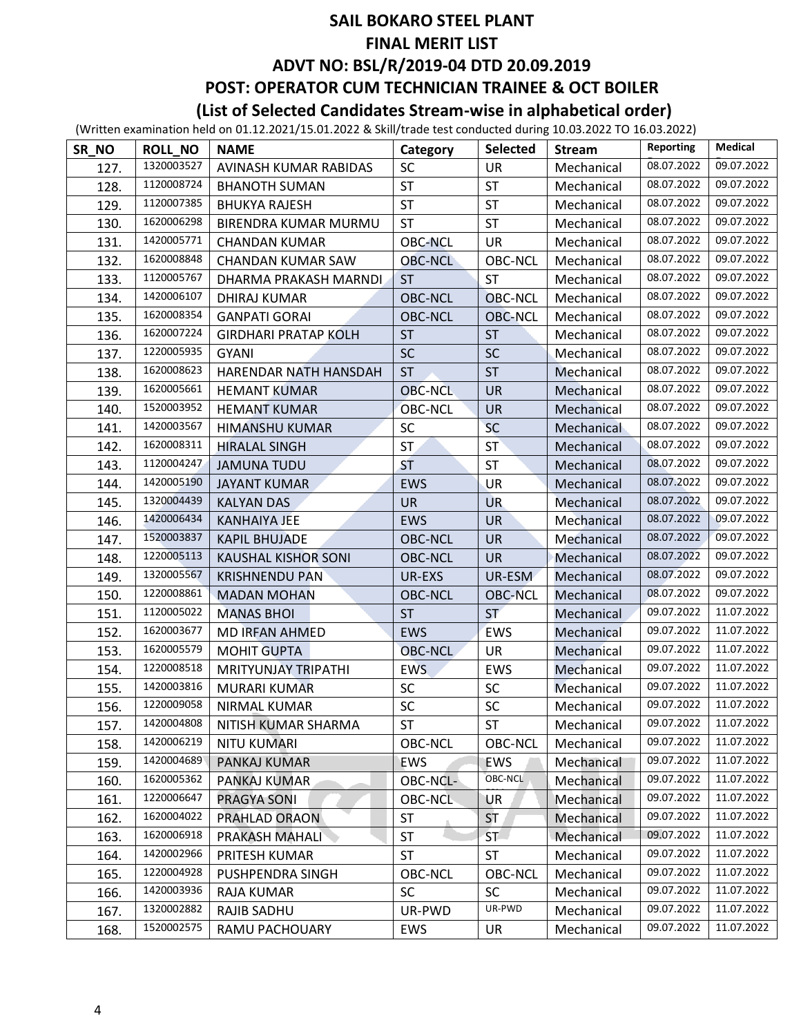# SAIL BOKARO STEEL PLANT

## FINAL MERIT LIST

## ADVT NO: BSL/R/2019-04 DTD 20.09.2019

## POST: OPERATOR CUM TECHNICIAN TRAINEE & OCT BOILER

## (List of Selected Candidates Stream-wise in alphabetical order)

(Written examination held on 01.12.2021/15.01.2022 & Skill/trade test conducted during 10.03.2022 TO 16.03.2022)

| SR_NO | ROLL_NO | NAME | Category | Selected | Stream | Reporting | Medical |
|---|---|---|---|---|---|---|---|
| 127. | 1320003527 | AVINASH KUMAR RABIDAS | SC | UR | Mechanical | 08.07.2022 | 09.07.2022 |
| 128. | 1120008724 | BHANOTH SUMAN | ST | ST | Mechanical | 08.07.2022 | 09.07.2022 |
| 129. | 1120007385 | BHUKYA RAJESH | ST | ST | Mechanical | 08.07.2022 | 09.07.2022 |
| 130. | 1620006298 | BIRENDRA KUMAR MURMU | ST | ST | Mechanical | 08.07.2022 | 09.07.2022 |
| 131. | 1420005771 | CHANDAN KUMAR | OBC-NCL | UR | Mechanical | 08.07.2022 | 09.07.2022 |
| 132. | 1620008848 | CHANDAN KUMAR SAW | OBC-NCL | OBC-NCL | Mechanical | 08.07.2022 | 09.07.2022 |
| 133. | 1120005767 | DHARMA PRAKASH MARNDI | ST | ST | Mechanical | 08.07.2022 | 09.07.2022 |
| 134. | 1420006107 | DHIRAJ KUMAR | OBC-NCL | OBC-NCL | Mechanical | 08.07.2022 | 09.07.2022 |
| 135. | 1620008354 | GANPATI GORAI | OBC-NCL | OBC-NCL | Mechanical | 08.07.2022 | 09.07.2022 |
| 136. | 1620007224 | GIRDHARI PRATAP KOLH | ST | ST | Mechanical | 08.07.2022 | 09.07.2022 |
| 137. | 1220005935 | GYANI | SC | SC | Mechanical | 08.07.2022 | 09.07.2022 |
| 138. | 1620008623 | HARENDAR NATH HANSDAH | ST | ST | Mechanical | 08.07.2022 | 09.07.2022 |
| 139. | 1620005661 | HEMANT KUMAR | OBC-NCL | UR | Mechanical | 08.07.2022 | 09.07.2022 |
| 140. | 1520003952 | HEMANT KUMAR | OBC-NCL | UR | Mechanical | 08.07.2022 | 09.07.2022 |
| 141. | 1420003567 | HIMANSHU KUMAR | SC | SC | Mechanical | 08.07.2022 | 09.07.2022 |
| 142. | 1620008311 | HIRALAL SINGH | ST | ST | Mechanical | 08.07.2022 | 09.07.2022 |
| 143. | 1120004247 | JAMUNA TUDU | ST | ST | Mechanical | 08.07.2022 | 09.07.2022 |
| 144. | 1420005190 | JAYANT KUMAR | EWS | UR | Mechanical | 08.07.2022 | 09.07.2022 |
| 145. | 1320004439 | KALYAN DAS | UR | UR | Mechanical | 08.07.2022 | 09.07.2022 |
| 146. | 1420006434 | KANHAIYA JEE | EWS | UR | Mechanical | 08.07.2022 | 09.07.2022 |
| 147. | 1520003837 | KAPIL BHUJADE | OBC-NCL | UR | Mechanical | 08.07.2022 | 09.07.2022 |
| 148. | 1220005113 | KAUSHAL KISHOR SONI | OBC-NCL | UR | Mechanical | 08.07.2022 | 09.07.2022 |
| 149. | 1320005567 | KRISHNENDU PAN | UR-EXS | UR-ESM | Mechanical | 08.07.2022 | 09.07.2022 |
| 150. | 1220008861 | MADAN MOHAN | OBC-NCL | OBC-NCL | Mechanical | 08.07.2022 | 09.07.2022 |
| 151. | 1120005022 | MANAS BHOI | ST | ST | Mechanical | 09.07.2022 | 11.07.2022 |
| 152. | 1620003677 | MD IRFAN AHMED | EWS | EWS | Mechanical | 09.07.2022 | 11.07.2022 |
| 153. | 1620005579 | MOHIT GUPTA | OBC-NCL | UR | Mechanical | 09.07.2022 | 11.07.2022 |
| 154. | 1220008518 | MRITYUNJAY TRIPATHI | EWS | EWS | Mechanical | 09.07.2022 | 11.07.2022 |
| 155. | 1420003816 | MURARI KUMAR | SC | SC | Mechanical | 09.07.2022 | 11.07.2022 |
| 156. | 1220009058 | NIRMAL KUMAR | SC | SC | Mechanical | 09.07.2022 | 11.07.2022 |
| 157. | 1420004808 | NITISH KUMAR SHARMA | ST | ST | Mechanical | 09.07.2022 | 11.07.2022 |
| 158. | 1420006219 | NITU KUMARI | OBC-NCL | OBC-NCL | Mechanical | 09.07.2022 | 11.07.2022 |
| 159. | 1420004689 | PANKAJ KUMAR | EWS | EWS | Mechanical | 09.07.2022 | 11.07.2022 |
| 160. | 1620005362 | PANKAJ KUMAR | OBC-NCL- | OBC-NCL | Mechanical | 09.07.2022 | 11.07.2022 |
| 161. | 1220006647 | PRAGYA SONI | OBC-NCL | UR | Mechanical | 09.07.2022 | 11.07.2022 |
| 162. | 1620004022 | PRAHLAD ORAON | ST | ST | Mechanical | 09.07.2022 | 11.07.2022 |
| 163. | 1620006918 | PRAKASH MAHALI | ST | ST | Mechanical | 09.07.2022 | 11.07.2022 |
| 164. | 1420002966 | PRITESH KUMAR | ST | ST | Mechanical | 09.07.2022 | 11.07.2022 |
| 165. | 1220004928 | PUSHPENDRA SINGH | OBC-NCL | OBC-NCL | Mechanical | 09.07.2022 | 11.07.2022 |
| 166. | 1420003936 | RAJA KUMAR | SC | SC | Mechanical | 09.07.2022 | 11.07.2022 |
| 167. | 1320002882 | RAJIB SADHU | UR-PWD | UR-PWD | Mechanical | 09.07.2022 | 11.07.2022 |
| 168. | 1520002575 | RAMU PACHOUARY | EWS | UR | Mechanical | 09.07.2022 | 11.07.2022 |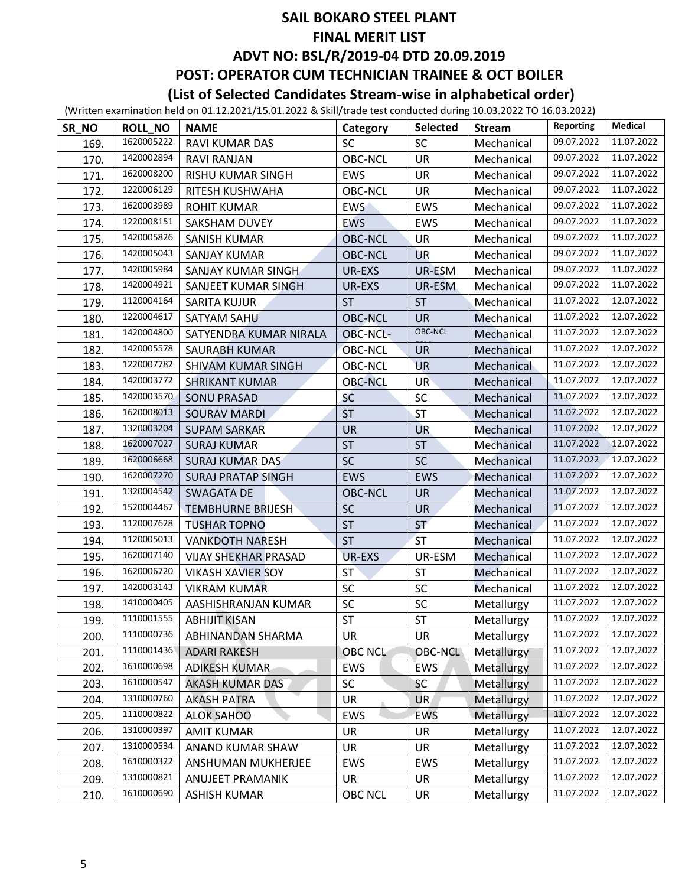# SAIL BOKARO STEEL PLANT

## FINAL MERIT LIST

## ADVT NO: BSL/R/2019-04 DTD 20.09.2019

## POST: OPERATOR CUM TECHNICIAN TRAINEE & OCT BOILER

## (List of Selected Candidates Stream-wise in alphabetical order)

(Written examination held on 01.12.2021/15.01.2022 & Skill/trade test conducted during 10.03.2022 TO 16.03.2022)

| SR_NO | ROLL_NO | NAME | Category | Selected | Stream | Reporting | Medical |
|---|---|---|---|---|---|---|---|
| 169. | 1620005222 | RAVI KUMAR DAS | SC | SC | Mechanical | 09.07.2022 | 11.07.2022 |
| 170. | 1420002894 | RAVI RANJAN | OBC-NCL | UR | Mechanical | 09.07.2022 | 11.07.2022 |
| 171. | 1620008200 | RISHU KUMAR SINGH | EWS | UR | Mechanical | 09.07.2022 | 11.07.2022 |
| 172. | 1220006129 | RITESH KUSHWAHA | OBC-NCL | UR | Mechanical | 09.07.2022 | 11.07.2022 |
| 173. | 1620003989 | ROHIT KUMAR | EWS | EWS | Mechanical | 09.07.2022 | 11.07.2022 |
| 174. | 1220008151 | SAKSHAM DUVEY | EWS | EWS | Mechanical | 09.07.2022 | 11.07.2022 |
| 175. | 1420005826 | SANISH KUMAR | OBC-NCL | UR | Mechanical | 09.07.2022 | 11.07.2022 |
| 176. | 1420005043 | SANJAY KUMAR | OBC-NCL | UR | Mechanical | 09.07.2022 | 11.07.2022 |
| 177. | 1420005984 | SANJAY KUMAR SINGH | UR-EXS | UR-ESM | Mechanical | 09.07.2022 | 11.07.2022 |
| 178. | 1420004921 | SANJEET KUMAR SINGH | UR-EXS | UR-ESM | Mechanical | 09.07.2022 | 11.07.2022 |
| 179. | 1120004164 | SARITA KUJUR | ST | ST | Mechanical | 11.07.2022 | 12.07.2022 |
| 180. | 1220004617 | SATYAM SAHU | OBC-NCL | UR | Mechanical | 11.07.2022 | 12.07.2022 |
| 181. | 1420004800 | SATYENDRA KUMAR NIRALA | OBC-NCL- | OBC-NCL | Mechanical | 11.07.2022 | 12.07.2022 |
| 182. | 1420005578 | SAURABH KUMAR | OBC-NCL | UR | Mechanical | 11.07.2022 | 12.07.2022 |
| 183. | 1220007782 | SHIVAM KUMAR SINGH | OBC-NCL | UR | Mechanical | 11.07.2022 | 12.07.2022 |
| 184. | 1420003772 | SHRIKANT KUMAR | OBC-NCL | UR | Mechanical | 11.07.2022 | 12.07.2022 |
| 185. | 1420003570 | SONU PRASAD | SC | SC | Mechanical | 11.07.2022 | 12.07.2022 |
| 186. | 1620008013 | SOURAV MARDI | ST | ST | Mechanical | 11.07.2022 | 12.07.2022 |
| 187. | 1320003204 | SUPAM SARKAR | UR | UR | Mechanical | 11.07.2022 | 12.07.2022 |
| 188. | 1620007027 | SURAJ KUMAR | ST | ST | Mechanical | 11.07.2022 | 12.07.2022 |
| 189. | 1620006668 | SURAJ KUMAR DAS | SC | SC | Mechanical | 11.07.2022 | 12.07.2022 |
| 190. | 1620007270 | SURAJ PRATAP SINGH | EWS | EWS | Mechanical | 11.07.2022 | 12.07.2022 |
| 191. | 1320004542 | SWAGATA DE | OBC-NCL | UR | Mechanical | 11.07.2022 | 12.07.2022 |
| 192. | 1520004467 | TEMBHURNE BRIJESH | SC | UR | Mechanical | 11.07.2022 | 12.07.2022 |
| 193. | 1120007628 | TUSHAR TOPNO | ST | ST | Mechanical | 11.07.2022 | 12.07.2022 |
| 194. | 1120005013 | VANKDOTH NARESH | ST | ST | Mechanical | 11.07.2022 | 12.07.2022 |
| 195. | 1620007140 | VIJAY SHEKHAR PRASAD | UR-EXS | UR-ESM | Mechanical | 11.07.2022 | 12.07.2022 |
| 196. | 1620006720 | VIKASH XAVIER SOY | ST | ST | Mechanical | 11.07.2022 | 12.07.2022 |
| 197. | 1420003143 | VIKRAM KUMAR | SC | SC | Mechanical | 11.07.2022 | 12.07.2022 |
| 198. | 1410000405 | AASHISHRANJAN KUMAR | SC | SC | Metallurgy | 11.07.2022 | 12.07.2022 |
| 199. | 1110001555 | ABHIJIT KISAN | ST | ST | Metallurgy | 11.07.2022 | 12.07.2022 |
| 200. | 1110000736 | ABHINANDAN SHARMA | UR | UR | Metallurgy | 11.07.2022 | 12.07.2022 |
| 201. | 1110001436 | ADARI RAKESH | OBC NCL | OBC-NCL | Metallurgy | 11.07.2022 | 12.07.2022 |
| 202. | 1610000698 | ADIKESH KUMAR | EWS | EWS | Metallurgy | 11.07.2022 | 12.07.2022 |
| 203. | 1610000547 | AKASH KUMAR DAS | SC | SC | Metallurgy | 11.07.2022 | 12.07.2022 |
| 204. | 1310000760 | AKASH PATRA | UR | UR | Metallurgy | 11.07.2022 | 12.07.2022 |
| 205. | 1110000822 | ALOK SAHOO | EWS | EWS | Metallurgy | 11.07.2022 | 12.07.2022 |
| 206. | 1310000397 | AMIT KUMAR | UR | UR | Metallurgy | 11.07.2022 | 12.07.2022 |
| 207. | 1310000534 | ANAND KUMAR SHAW | UR | UR | Metallurgy | 11.07.2022 | 12.07.2022 |
| 208. | 1610000322 | ANSHUMAN MUKHERJEE | EWS | EWS | Metallurgy | 11.07.2022 | 12.07.2022 |
| 209. | 1310000821 | ANUJEET PRAMANIK | UR | UR | Metallurgy | 11.07.2022 | 12.07.2022 |
| 210. | 1610000690 | ASHISH KUMAR | OBC NCL | UR | Metallurgy | 11.07.2022 | 12.07.2022 |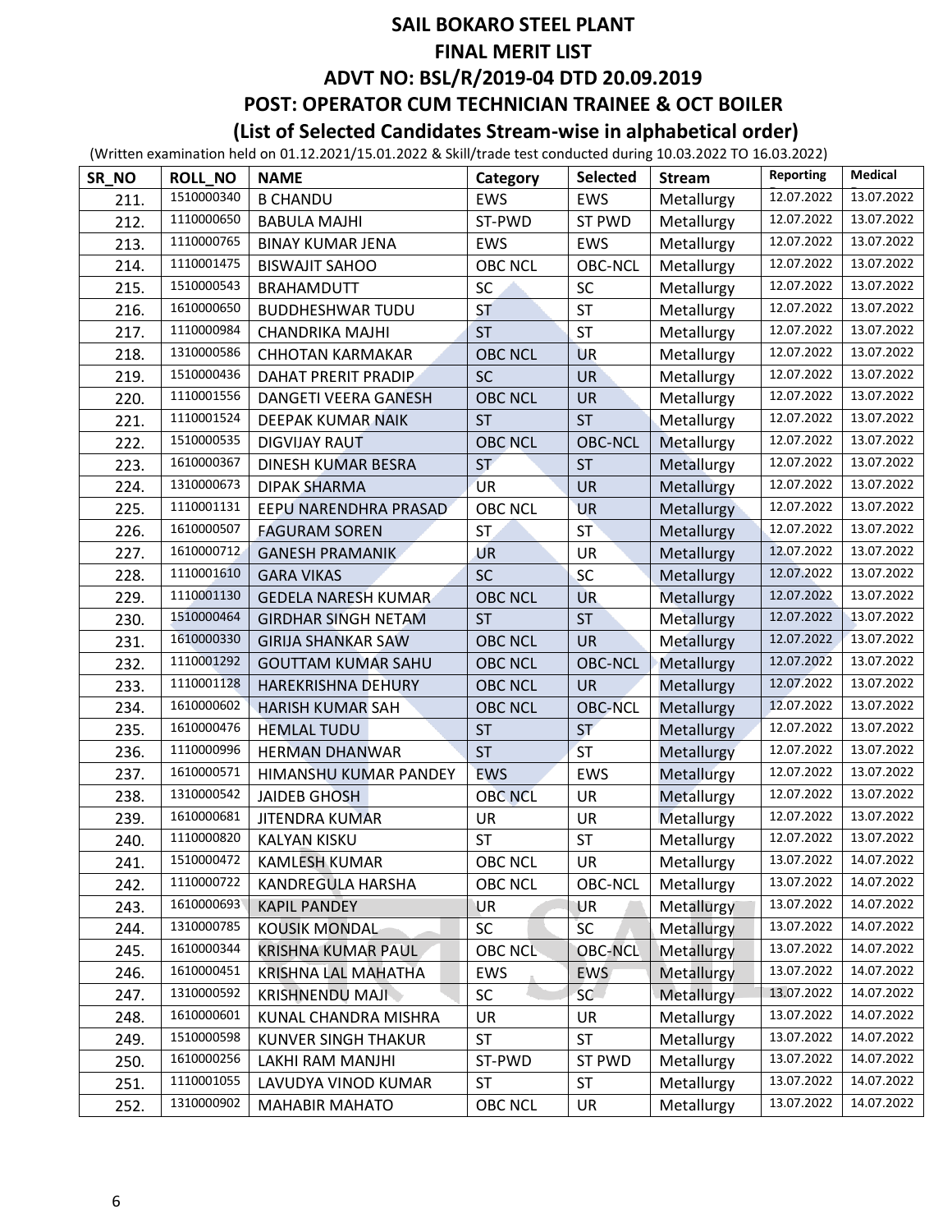# SAIL BOKARO STEEL PLANT
## FINAL MERIT LIST
## ADVT NO: BSL/R/2019-04 DTD 20.09.2019
## POST: OPERATOR CUM TECHNICIAN TRAINEE & OCT BOILER
### (List of Selected Candidates Stream-wise in alphabetical order)

(Written examination held on 01.12.2021/15.01.2022 & Skill/trade test conducted during 10.03.2022 TO 16.03.2022)

| SR_NO | ROLL_NO | NAME | Category | Selected | Stream | Reporting | Medical |
|---|---|---|---|---|---|---|---|
| 211. | 1510000340 | B CHANDU | EWS | EWS | Metallurgy | 12.07.2022 | 13.07.2022 |
| 212. | 1110000650 | BABULA MAJHI | ST-PWD | ST PWD | Metallurgy | 12.07.2022 | 13.07.2022 |
| 213. | 1110000765 | BINAY KUMAR JENA | EWS | EWS | Metallurgy | 12.07.2022 | 13.07.2022 |
| 214. | 1110001475 | BISWAJIT SAHOO | OBC NCL | OBC-NCL | Metallurgy | 12.07.2022 | 13.07.2022 |
| 215. | 1510000543 | BRAHAMDUTT | SC | SC | Metallurgy | 12.07.2022 | 13.07.2022 |
| 216. | 1610000650 | BUDDHESHWAR TUDU | ST | ST | Metallurgy | 12.07.2022 | 13.07.2022 |
| 217. | 1110000984 | CHANDRIKA MAJHI | ST | ST | Metallurgy | 12.07.2022 | 13.07.2022 |
| 218. | 1310000586 | CHHOTAN KARMAKAR | OBC NCL | UR | Metallurgy | 12.07.2022 | 13.07.2022 |
| 219. | 1510000436 | DAHAT PRERIT PRADIP | SC | UR | Metallurgy | 12.07.2022 | 13.07.2022 |
| 220. | 1110001556 | DANGETI VEERA GANESH | OBC NCL | UR | Metallurgy | 12.07.2022 | 13.07.2022 |
| 221. | 1110001524 | DEEPAK KUMAR NAIK | ST | ST | Metallurgy | 12.07.2022 | 13.07.2022 |
| 222. | 1510000535 | DIGVIJAY RAUT | OBC NCL | OBC-NCL | Metallurgy | 12.07.2022 | 13.07.2022 |
| 223. | 1610000367 | DINESH KUMAR BESRA | ST | ST | Metallurgy | 12.07.2022 | 13.07.2022 |
| 224. | 1310000673 | DIPAK SHARMA | UR | UR | Metallurgy | 12.07.2022 | 13.07.2022 |
| 225. | 1110001131 | EEPU NARENDHRA PRASAD | OBC NCL | UR | Metallurgy | 12.07.2022 | 13.07.2022 |
| 226. | 1610000507 | FAGURAM SOREN | ST | ST | Metallurgy | 12.07.2022 | 13.07.2022 |
| 227. | 1610000712 | GANESH PRAMANIK | UR | UR | Metallurgy | 12.07.2022 | 13.07.2022 |
| 228. | 1110001610 | GARA VIKAS | SC | SC | Metallurgy | 12.07.2022 | 13.07.2022 |
| 229. | 1110001130 | GEDELA NARESH KUMAR | OBC NCL | UR | Metallurgy | 12.07.2022 | 13.07.2022 |
| 230. | 1510000464 | GIRDHAR SINGH NETAM | ST | ST | Metallurgy | 12.07.2022 | 13.07.2022 |
| 231. | 1610000330 | GIRIJA SHANKAR SAW | OBC NCL | UR | Metallurgy | 12.07.2022 | 13.07.2022 |
| 232. | 1110001292 | GOUTTAM KUMAR SAHU | OBC NCL | OBC-NCL | Metallurgy | 12.07.2022 | 13.07.2022 |
| 233. | 1110001128 | HAREKRISHNA DEHURY | OBC NCL | UR | Metallurgy | 12.07.2022 | 13.07.2022 |
| 234. | 1610000602 | HARISH KUMAR SAH | OBC NCL | OBC-NCL | Metallurgy | 12.07.2022 | 13.07.2022 |
| 235. | 1610000476 | HEMLAL TUDU | ST | ST | Metallurgy | 12.07.2022 | 13.07.2022 |
| 236. | 1110000996 | HERMAN DHANWAR | ST | ST | Metallurgy | 12.07.2022 | 13.07.2022 |
| 237. | 1610000571 | HIMANSHU KUMAR PANDEY | EWS | EWS | Metallurgy | 12.07.2022 | 13.07.2022 |
| 238. | 1310000542 | JAIDEB GHOSH | OBC NCL | UR | Metallurgy | 12.07.2022 | 13.07.2022 |
| 239. | 1610000681 | JITENDRA KUMAR | UR | UR | Metallurgy | 12.07.2022 | 13.07.2022 |
| 240. | 1110000820 | KALYAN KISKU | ST | ST | Metallurgy | 12.07.2022 | 13.07.2022 |
| 241. | 1510000472 | KAMLESH KUMAR | OBC NCL | UR | Metallurgy | 13.07.2022 | 14.07.2022 |
| 242. | 1110000722 | KANDREGULA HARSHA | OBC NCL | OBC-NCL | Metallurgy | 13.07.2022 | 14.07.2022 |
| 243. | 1610000693 | KAPIL PANDEY | UR | UR | Metallurgy | 13.07.2022 | 14.07.2022 |
| 244. | 1310000785 | KOUSIK MONDAL | SC | SC | Metallurgy | 13.07.2022 | 14.07.2022 |
| 245. | 1610000344 | KRISHNA KUMAR PAUL | OBC NCL | OBC-NCL | Metallurgy | 13.07.2022 | 14.07.2022 |
| 246. | 1610000451 | KRISHNA LAL MAHATHA | EWS | EWS | Metallurgy | 13.07.2022 | 14.07.2022 |
| 247. | 1310000592 | KRISHNENDU MAJI | SC | SC | Metallurgy | 13.07.2022 | 14.07.2022 |
| 248. | 1610000601 | KUNAL CHANDRA MISHRA | UR | UR | Metallurgy | 13.07.2022 | 14.07.2022 |
| 249. | 1510000598 | KUNVER SINGH THAKUR | ST | ST | Metallurgy | 13.07.2022 | 14.07.2022 |
| 250. | 1610000256 | LAKHI RAM MANJHI | ST-PWD | ST PWD | Metallurgy | 13.07.2022 | 14.07.2022 |
| 251. | 1110001055 | LAVUDYA VINOD KUMAR | ST | ST | Metallurgy | 13.07.2022 | 14.07.2022 |
| 252. | 1310000902 | MAHABIR MAHATO | OBC NCL | UR | Metallurgy | 13.07.2022 | 14.07.2022 |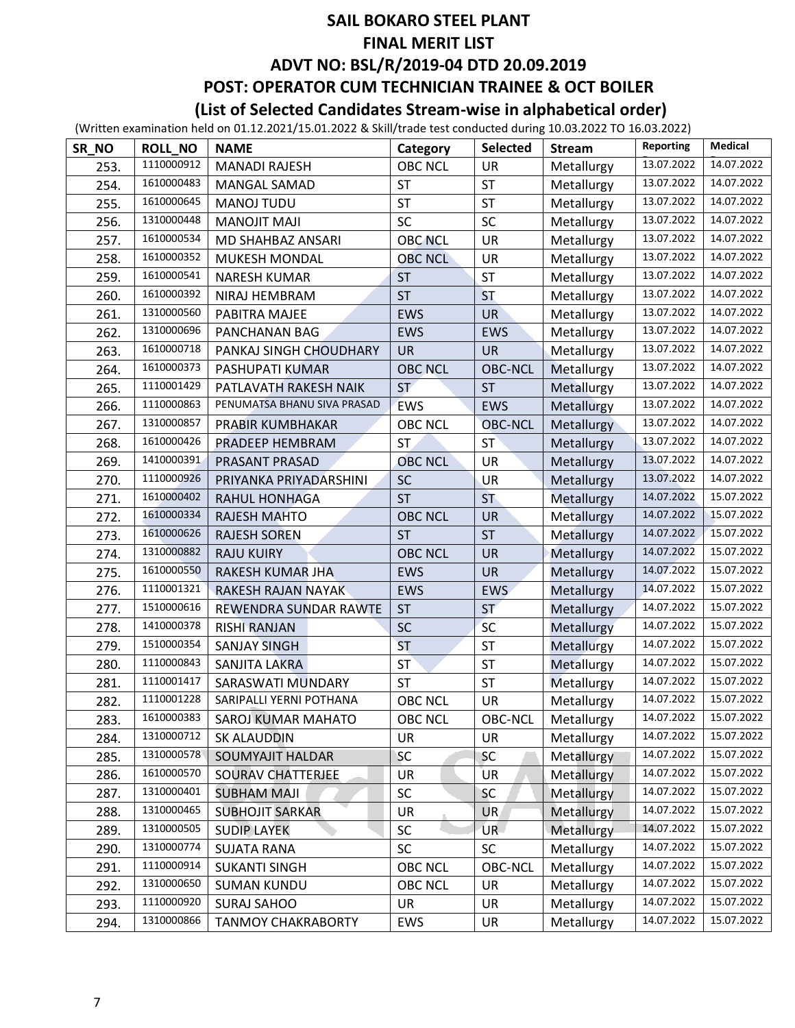# SAIL BOKARO STEEL PLANT

## FINAL MERIT LIST

## ADVT NO: BSL/R/2019-04 DTD 20.09.2019

## POST: OPERATOR CUM TECHNICIAN TRAINEE & OCT BOILER

## (List of Selected Candidates Stream-wise in alphabetical order)

(Written examination held on 01.12.2021/15.01.2022 & Skill/trade test conducted during 10.03.2022 TO 16.03.2022)

| SR_NO | ROLL_NO | NAME | Category | Selected | Stream | Reporting | Medical |
|---|---|---|---|---|---|---|---|
| 253. | 1110000912 | MANADI RAJESH | OBC NCL | UR | Metallurgy | 13.07.2022 | 14.07.2022 |
| 254. | 1610000483 | MANGAL SAMAD | ST | ST | Metallurgy | 13.07.2022 | 14.07.2022 |
| 255. | 1610000645 | MANOJ TUDU | ST | ST | Metallurgy | 13.07.2022 | 14.07.2022 |
| 256. | 1310000448 | MANOJIT MAJI | SC | SC | Metallurgy | 13.07.2022 | 14.07.2022 |
| 257. | 1610000534 | MD SHAHBAZ ANSARI | OBC NCL | UR | Metallurgy | 13.07.2022 | 14.07.2022 |
| 258. | 1610000352 | MUKESH MONDAL | OBC NCL | UR | Metallurgy | 13.07.2022 | 14.07.2022 |
| 259. | 1610000541 | NARESH KUMAR | ST | ST | Metallurgy | 13.07.2022 | 14.07.2022 |
| 260. | 1610000392 | NIRAJ HEMBRAM | ST | ST | Metallurgy | 13.07.2022 | 14.07.2022 |
| 261. | 1310000560 | PABITRA MAJEE | EWS | UR | Metallurgy | 13.07.2022 | 14.07.2022 |
| 262. | 1310000696 | PANCHANAN BAG | EWS | EWS | Metallurgy | 13.07.2022 | 14.07.2022 |
| 263. | 1610000718 | PANKAJ SINGH CHOUDHARY | UR | UR | Metallurgy | 13.07.2022 | 14.07.2022 |
| 264. | 1610000373 | PASHUPATI KUMAR | OBC NCL | OBC-NCL | Metallurgy | 13.07.2022 | 14.07.2022 |
| 265. | 1110001429 | PATLAVATH RAKESH NAIK | ST | ST | Metallurgy | 13.07.2022 | 14.07.2022 |
| 266. | 1110000863 | PENUMATSA BHANU SIVA PRASAD | EWS | EWS | Metallurgy | 13.07.2022 | 14.07.2022 |
| 267. | 1310000857 | PRABIR KUMBHAKAR | OBC NCL | OBC-NCL | Metallurgy | 13.07.2022 | 14.07.2022 |
| 268. | 1610000426 | PRADEEP HEMBRAM | ST | ST | Metallurgy | 13.07.2022 | 14.07.2022 |
| 269. | 1410000391 | PRASANT PRASAD | OBC NCL | UR | Metallurgy | 13.07.2022 | 14.07.2022 |
| 270. | 1110000926 | PRIYANKA PRIYADARSHINI | SC | UR | Metallurgy | 13.07.2022 | 14.07.2022 |
| 271. | 1610000402 | RAHUL HONHAGA | ST | ST | Metallurgy | 14.07.2022 | 15.07.2022 |
| 272. | 1610000334 | RAJESH MAHTO | OBC NCL | UR | Metallurgy | 14.07.2022 | 15.07.2022 |
| 273. | 1610000626 | RAJESH SOREN | ST | ST | Metallurgy | 14.07.2022 | 15.07.2022 |
| 274. | 1310000882 | RAJU KUIRY | OBC NCL | UR | Metallurgy | 14.07.2022 | 15.07.2022 |
| 275. | 1610000550 | RAKESH KUMAR JHA | EWS | UR | Metallurgy | 14.07.2022 | 15.07.2022 |
| 276. | 1110001321 | RAKESH RAJAN NAYAK | EWS | EWS | Metallurgy | 14.07.2022 | 15.07.2022 |
| 277. | 1510000616 | REWENDRA SUNDAR RAWTE | ST | ST | Metallurgy | 14.07.2022 | 15.07.2022 |
| 278. | 1410000378 | RISHI RANJAN | SC | SC | Metallurgy | 14.07.2022 | 15.07.2022 |
| 279. | 1510000354 | SANJAY SINGH | ST | ST | Metallurgy | 14.07.2022 | 15.07.2022 |
| 280. | 1110000843 | SANJITA LAKRA | ST | ST | Metallurgy | 14.07.2022 | 15.07.2022 |
| 281. | 1110001417 | SARASWATI MUNDARY | ST | ST | Metallurgy | 14.07.2022 | 15.07.2022 |
| 282. | 1110001228 | SARIPALLI YERNI POTHANA | OBC NCL | UR | Metallurgy | 14.07.2022 | 15.07.2022 |
| 283. | 1610000383 | SAROJ KUMAR MAHATO | OBC NCL | OBC-NCL | Metallurgy | 14.07.2022 | 15.07.2022 |
| 284. | 1310000712 | SK ALAUDDIN | UR | UR | Metallurgy | 14.07.2022 | 15.07.2022 |
| 285. | 1310000578 | SOUMYAJIT HALDAR | SC | SC | Metallurgy | 14.07.2022 | 15.07.2022 |
| 286. | 1610000570 | SOURAV CHATTERJEE | UR | UR | Metallurgy | 14.07.2022 | 15.07.2022 |
| 287. | 1310000401 | SUBHAM MAJI | SC | SC | Metallurgy | 14.07.2022 | 15.07.2022 |
| 288. | 1310000465 | SUBHOJIT SARKAR | UR | UR | Metallurgy | 14.07.2022 | 15.07.2022 |
| 289. | 1310000505 | SUDIP LAYEK | SC | UR | Metallurgy | 14.07.2022 | 15.07.2022 |
| 290. | 1310000774 | SUJATA RANA | SC | SC | Metallurgy | 14.07.2022 | 15.07.2022 |
| 291. | 1110000914 | SUKANTI SINGH | OBC NCL | OBC-NCL | Metallurgy | 14.07.2022 | 15.07.2022 |
| 292. | 1310000650 | SUMAN KUNDU | OBC NCL | UR | Metallurgy | 14.07.2022 | 15.07.2022 |
| 293. | 1110000920 | SURAJ SAHOO | UR | UR | Metallurgy | 14.07.2022 | 15.07.2022 |
| 294. | 1310000866 | TANMOY CHAKRABORTY | EWS | UR | Metallurgy | 14.07.2022 | 15.07.2022 |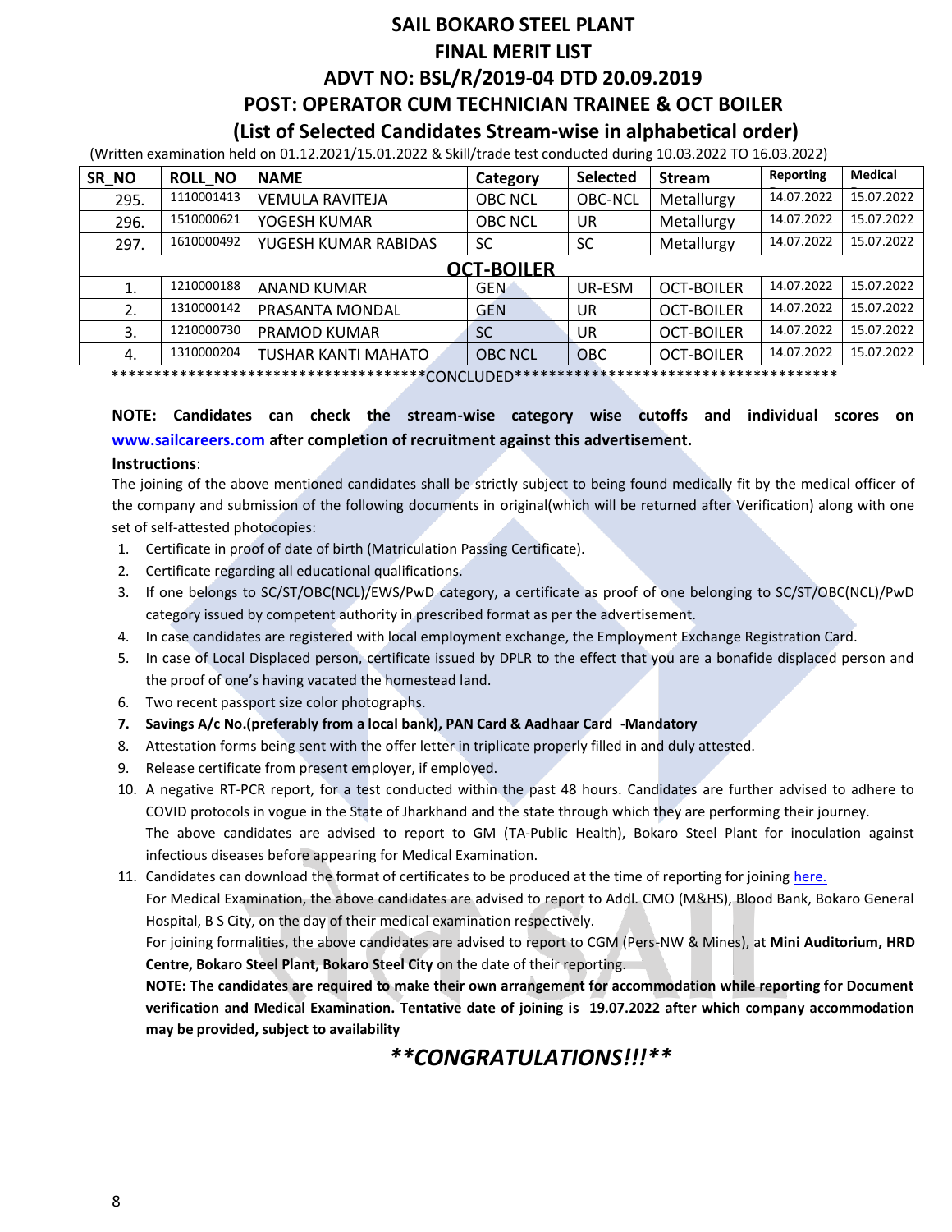# SAIL BOKARO STEEL PLANT
# FINAL MERIT LIST
# ADVT NO: BSL/R/2019-04 DTD 20.09.2019
# POST: OPERATOR CUM TECHNICIAN TRAINEE & OCT BOILER
## (List of Selected Candidates Stream-wise in alphabetical order)

(Written examination held on 01.12.2021/15.01.2022 & Skill/trade test conducted during 10.03.2022 TO 16.03.2022)

| SR_NO | ROLL_NO | NAME | Category | Selected | Stream | Reporting | Medical |
|---|---|---|---|---|---|---|---|
| 295. | 1110001413 | VEMULA RAVITEJA | OBC NCL | OBC-NCL | Metallurgy | 14.07.2022 | 15.07.2022 |
| 296. | 1510000621 | YOGESH KUMAR | OBC NCL | UR | Metallurgy | 14.07.2022 | 15.07.2022 |
| 297. | 1610000492 | YUGESH KUMAR RABIDAS | SC | SC | Metallurgy | 14.07.2022 | 15.07.2022 |
| | | **OCT-BOILER** | | | | | |
| 1. | 1210000188 | ANAND KUMAR | GEN | UR-ESM | OCT-BOILER | 14.07.2022 | 15.07.2022 |
| 2. | 1310000142 | PRASANTA MONDAL | GEN | UR | OCT-BOILER | 14.07.2022 | 15.07.2022 |
| 3. | 1210000730 | PRAMOD KUMAR | SC | UR | OCT-BOILER | 14.07.2022 | 15.07.2022 |
| 4. | 1310000204 | TUSHAR KANTI MAHATO | OBC NCL | OBC | OCT-BOILER | 14.07.2022 | 15.07.2022 |

************************************CONCLUDED**************************************

**NOTE: Candidates can check the stream-wise category wise cutoffs and individual scores on www.sailcareers.com after completion of recruitment against this advertisement.**

**Instructions**:

The joining of the above mentioned candidates shall be strictly subject to being found medically fit by the medical officer of the company and submission of the following documents in original(which will be returned after Verification) along with one set of self-attested photocopies:

1. Certificate in proof of date of birth (Matriculation Passing Certificate).
2. Certificate regarding all educational qualifications.
3. If one belongs to SC/ST/OBC(NCL)/EWS/PwD category, a certificate as proof of one belonging to SC/ST/OBC(NCL)/PwD category issued by competent authority in prescribed format as per the advertisement.
4. In case candidates are registered with local employment exchange, the Employment Exchange Registration Card.
5. In case of Local Displaced person, certificate issued by DPLR to the effect that you are a bonafide displaced person and the proof of one's having vacated the homestead land.
6. Two recent passport size color photographs.
7. **Savings A/c No.(preferably from a local bank), PAN Card & Aadhaar Card -Mandatory**
8. Attestation forms being sent with the offer letter in triplicate properly filled in and duly attested.
9. Release certificate from present employer, if employed.
10. A negative RT-PCR report, for a test conducted within the past 48 hours. Candidates are further advised to adhere to COVID protocols in vogue in the State of Jharkhand and the state through which they are performing their journey.
    The above candidates are advised to report to GM (TA-Public Health), Bokaro Steel Plant for inoculation against infectious diseases before appearing for Medical Examination.
11. Candidates can download the format of certificates to be produced at the time of reporting for joining here.
    For Medical Examination, the above candidates are advised to report to Addl. CMO (M&HS), Blood Bank, Bokaro General Hospital, B S City, on the day of their medical examination respectively.
    For joining formalities, the above candidates are advised to report to CGM (Pers-NW & Mines), at **Mini Auditorium, HRD Centre, Bokaro Steel Plant, Bokaro Steel City** on the date of their reporting.
    **NOTE: The candidates are required to make their own arrangement for accommodation while reporting for Document verification and Medical Examination. Tentative date of joining is 19.07.2022 after which company accommodation may be provided, subject to availability**

## ***\*\*CONGRATULATIONS!!!\*\****